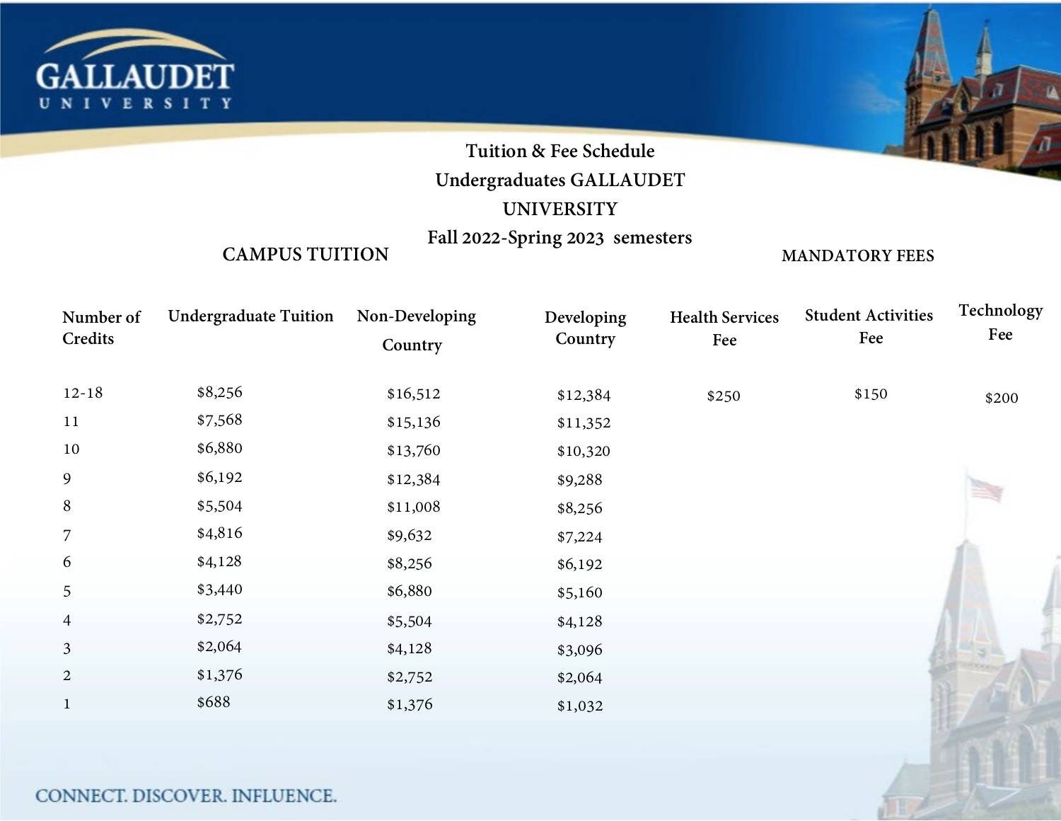GALLAUDET UNIVERSITY

# Tuition & Fee Schedule
# Undergraduates GALLAUDET UNIVERSITY
# Fall 2022-Spring 2023 semesters

| | CAMPUS TUITION | | | MANDATORY FEES | | |
|---|---|---|---|---|---|---|
| Number of Credits | Undergraduate Tuition | Non-Developing Country | Developing Country | Health Services Fee | Student Activities Fee | Technology Fee |
| 12-18 | $8,256 | $16,512 | $12,384 | $250 | $150 | $200 |
| 11 | $7,568 | $15,136 | $11,352 | | | |
| 10 | $6,880 | $13,760 | $10,320 | | | |
| 9 | $6,192 | $12,384 | $9,288 | | | |
| 8 | $5,504 | $11,008 | $8,256 | | | |
| 7 | $4,816 | $9,632 | $7,224 | | | |
| 6 | $4,128 | $8,256 | $6,192 | | | |
| 5 | $3,440 | $6,880 | $5,160 | | | |
| 4 | $2,752 | $5,504 | $4,128 | | | |
| 3 | $2,064 | $4,128 | $3,096 | | | |
| 2 | $1,376 | $2,752 | $2,064 | | | |
| 1 | $688 | $1,376 | $1,032 | | | |

CONNECT. DISCOVER. INFLUENCE.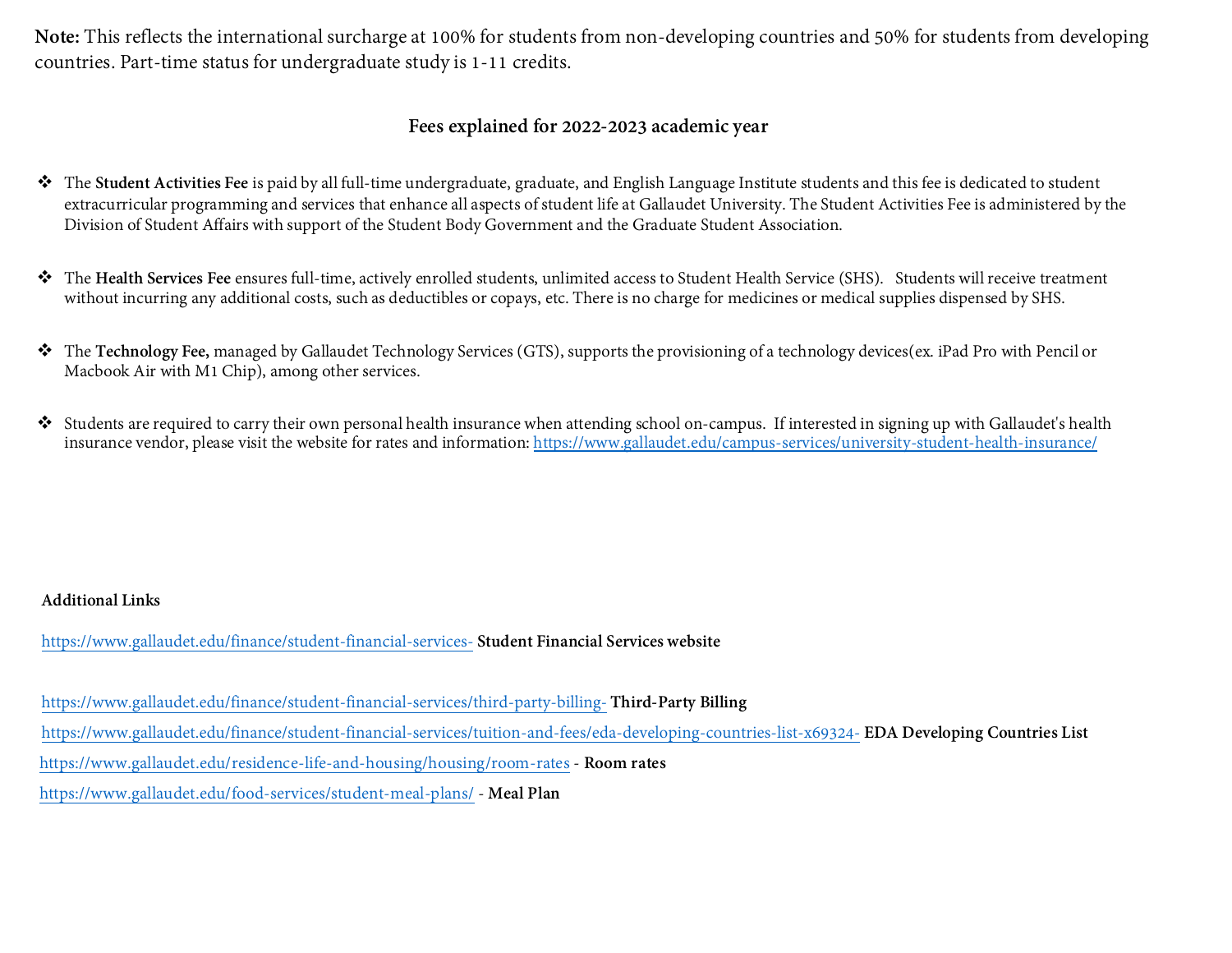**Note:** This reflects the international surcharge at 100% for students from non-developing countries and 50% for students from developing countries. Part-time status for undergraduate study is 1-11 credits.

## Fees explained for 2022-2023 academic year

- The **Student Activities Fee** is paid by all full-time undergraduate, graduate, and English Language Institute students and this fee is dedicated to student extracurricular programming and services that enhance all aspects of student life at Gallaudet University. The Student Activities Fee is administered by the Division of Student Affairs with support of the Student Body Government and the Graduate Student Association.

- The **Health Services Fee** ensures full-time, actively enrolled students, unlimited access to Student Health Service (SHS). Students will receive treatment without incurring any additional costs, such as deductibles or copays, etc. There is no charge for medicines or medical supplies dispensed by SHS.

- The **Technology Fee,** managed by Gallaudet Technology Services (GTS), supports the provisioning of a technology devices(ex. iPad Pro with Pencil or Macbook Air with M1 Chip), among other services.

- Students are required to carry their own personal health insurance when attending school on-campus. If interested in signing up with Gallaudet's health insurance vendor, please visit the website for rates and information: https://www.gallaudet.edu/campus-services/university-student-health-insurance/

**Additional Links**

https://www.gallaudet.edu/finance/student-financial-services- **Student Financial Services website**

https://www.gallaudet.edu/finance/student-financial-services/third-party-billing- **Third-Party Billing**

https://www.gallaudet.edu/finance/student-financial-services/tuition-and-fees/eda-developing-countries-list-x69324- **EDA Developing Countries List**

https://www.gallaudet.edu/residence-life-and-housing/housing/room-rates - **Room rates**

https://www.gallaudet.edu/food-services/student-meal-plans/ - **Meal Plan**